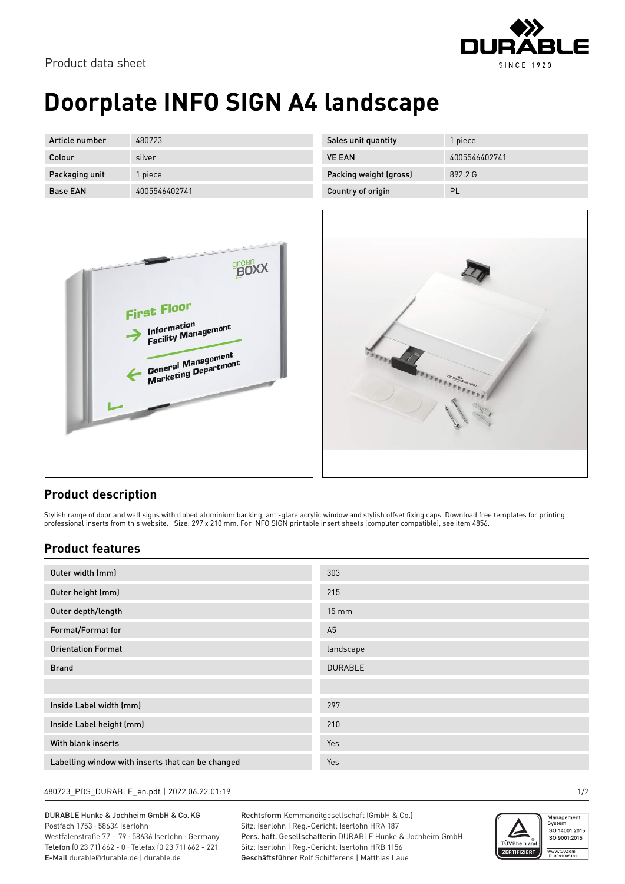Product data sheet

# Doorplate INFO SIGN A4 landscape

| Article number | 480723 | Sales unit quantity | 1 piece |
|---|---|---|---|
| Colour | silver | VE EAN | 4005546402741 |
| Packaging unit | 1 piece | Packing weight (gross) | 892.2 G |
| Base EAN | 4005546402741 | Country of origin | PL |

## Product description

Stylish range of door and wall signs with ribbed aluminium backing, anti-glare acrylic window and stylish offset fixing caps. Download free templates for printing professional inserts from this website.   Size: 297 x 210 mm. For INFO SIGN printable insert sheets (computer compatible), see item 4856.

## Product features

| Feature | Value |
|---|---|
| Outer width (mm) | 303 |
| Outer height (mm) | 215 |
| Outer depth/length | 15 mm |
| Format/Format for | A5 |
| Orientation Format | landscape |
| Brand | DURABLE |
| | |
| Inside Label width (mm) | 297 |
| Inside Label height (mm) | 210 |
| With blank inserts | Yes |
| Labelling window with inserts that can be changed | Yes |

DURABLE Hunke & Jochheim GmbH & Co. KG
Postfach 1753 · 58634 Iserlohn
Westfalenstraße 77 – 79 · 58636 Iserlohn · Germany
Telefon (0 23 71) 662 - 0 · Telefax (0 23 71) 662 - 221
E-Mail durable@durable.de | durable.de

Rechtsform Kommanditgesellschaft (GmbH & Co.)
Sitz: Iserlohn | Reg.-Gericht: Iserlohn HRA 187
Pers. haft. Gesellschafterin DURABLE Hunke & Jochheim GmbH
Sitz: Iserlohn | Reg.-Gericht: Iserlohn HRB 1156
Geschäftsführer Rolf Schifferens | Matthias Laue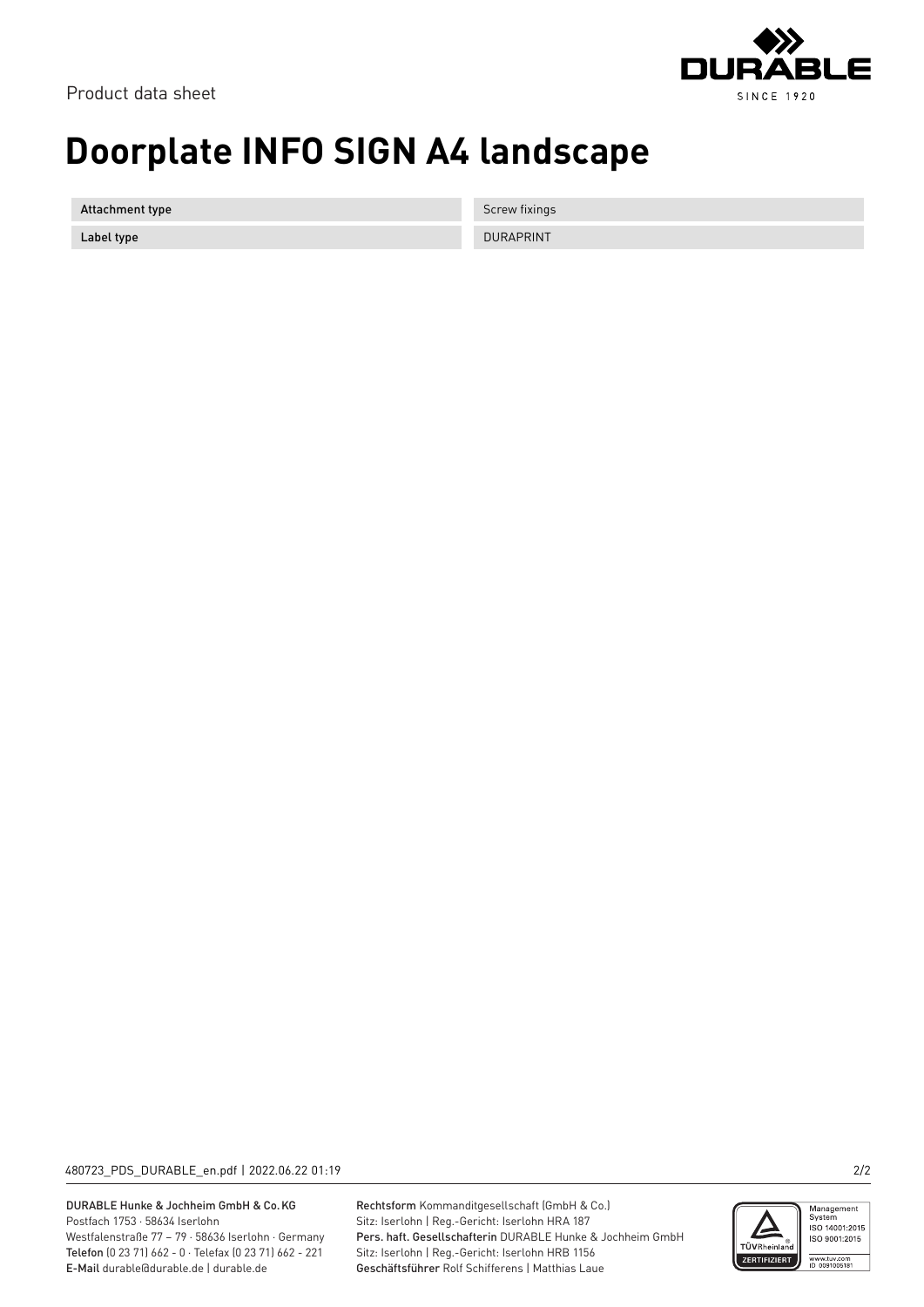# Doorplate INFO SIGN A4 landscape

| | |
|---|---|
| Attachment type | Screw fixings |
| Label type | DURAPRINT |